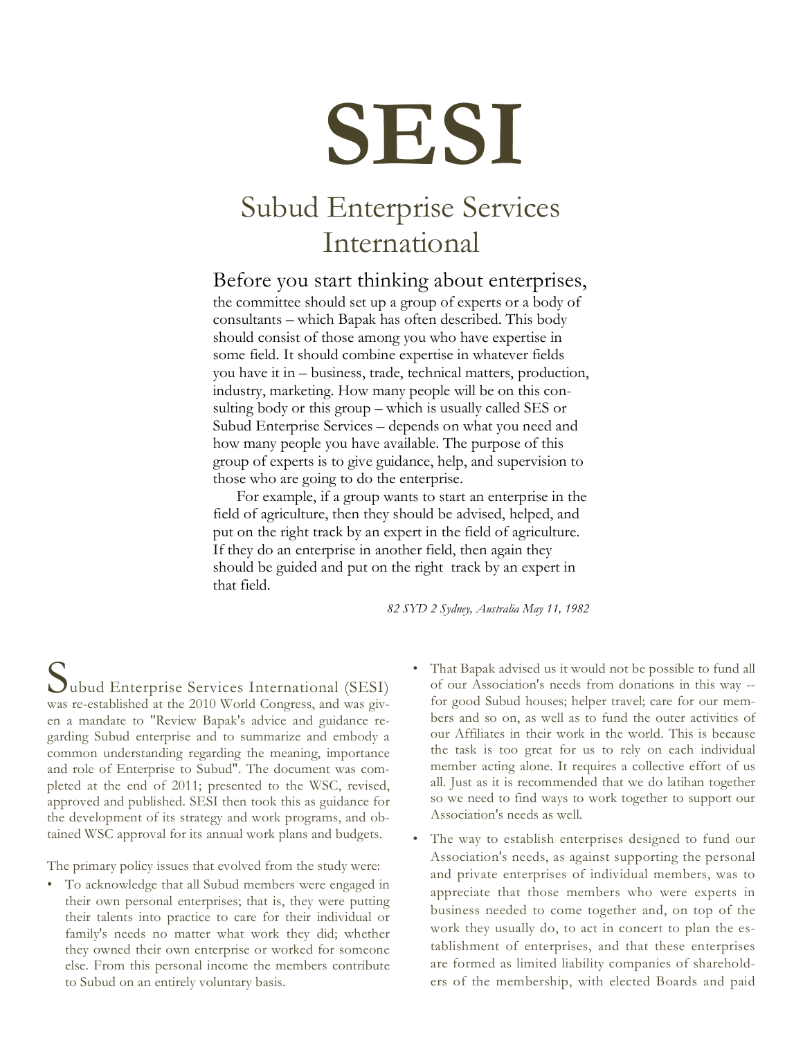# SESI

## Subud Enterprise Services International

### Before you start thinking about enterprises,

the committee should set up a group of experts or a body of consultants – which Bapak has often described. This body should consist of those among you who have expertise in some field. It should combine expertise in whatever fields you have it in – business, trade, technical matters, production, industry, marketing. How many people will be on this consulting body or this group – which is usually called SES or Subud Enterprise Services – depends on what you need and how many people you have available. The purpose of this group of experts is to give guidance, help, and supervision to those who are going to do the enterprise.

For example, if a group wants to start an enterprise in the field of agriculture, then they should be advised, helped, and put on the right track by an expert in the field of agriculture. If they do an enterprise in another field, then again they should be guided and put on the right track by an expert in that field.

*82 SYD 2 Sydney, Australia May 11, 1982*

Subud Enterprise Services International (SESI) was re-established at the 2010 World Congress, and was given a mandate to "Review Bapak's advice and guidance regarding Subud enterprise and to summarize and embody a common understanding regarding the meaning, importance and role of Enterprise to Subud". The document was completed at the end of 2011; presented to the WSC, revised, approved and published. SESI then took this as guidance for the development of its strategy and work programs, and obtained WSC approval for its annual work plans and budgets.

The primary policy issues that evolved from the study were:

- To acknowledge that all Subud members were engaged in their own personal enterprises; that is, they were putting their talents into practice to care for their individual or family's needs no matter what work they did; whether they owned their own enterprise or worked for someone else. From this personal income the members contribute to Subud on an entirely voluntary basis.
- That Bapak advised us it would not be possible to fund all of our Association's needs from donations in this way -- for good Subud houses; helper travel; care for our members and so on, as well as to fund the outer activities of our Affiliates in their work in the world. This is because the task is too great for us to rely on each individual member acting alone. It requires a collective effort of us all. Just as it is recommended that we do latihan together so we need to find ways to work together to support our Association's needs as well.
- The way to establish enterprises designed to fund our Association's needs, as against supporting the personal and private enterprises of individual members, was to appreciate that those members who were experts in business needed to come together and, on top of the work they usually do, to act in concert to plan the establishment of enterprises, and that these enterprises are formed as limited liability companies of shareholders of the membership, with elected Boards and paid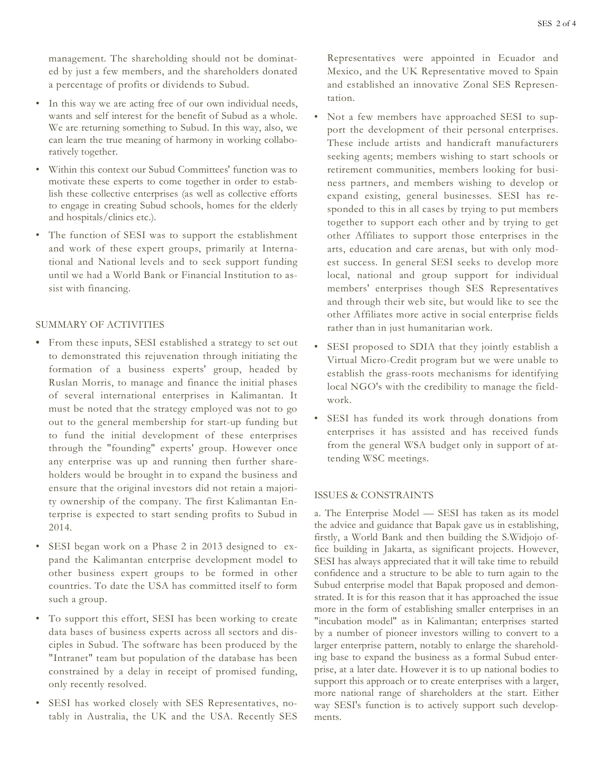management. The shareholding should not be dominated by just a few members, and the shareholders donated a percentage of profits or dividends to Subud.

- In this way we are acting free of our own individual needs, wants and self interest for the benefit of Subud as a whole. We are returning something to Subud. In this way, also, we can learn the true meaning of harmony in working collaboratively together.
- Within this context our Subud Committees' function was to motivate these experts to come together in order to establish these collective enterprises (as well as collective efforts to engage in creating Subud schools, homes for the elderly and hospitals/clinics etc.).
- The function of SESI was to support the establishment and work of these expert groups, primarily at International and National levels and to seek support funding until we had a World Bank or Financial Institution to assist with financing.

SUMMARY OF ACTIVITIES

- From these inputs, SESI established a strategy to set out to demonstrated this rejuvenation through initiating the formation of a business experts' group, headed by Ruslan Morris, to manage and finance the initial phases of several international enterprises in Kalimantan. It must be noted that the strategy employed was not to go out to the general membership for start-up funding but to fund the initial development of these enterprises through the "founding" experts' group. However once any enterprise was up and running then further shareholders would be brought in to expand the business and ensure that the original investors did not retain a majority ownership of the company. The first Kalimantan Enterprise is expected to start sending profits to Subud in 2014.
- SESI began work on a Phase 2 in 2013 designed to expand the Kalimantan enterprise development model to other business expert groups to be formed in other countries. To date the USA has committed itself to form such a group.
- To support this effort, SESI has been working to create data bases of business experts across all sectors and disciples in Subud. The software has been produced by the "Intranet" team but population of the database has been constrained by a delay in receipt of promised funding, only recently resolved.
- SESI has worked closely with SES Representatives, notably in Australia, the UK and the USA. Recently SES Representatives were appointed in Ecuador and Mexico, and the UK Representative moved to Spain and established an innovative Zonal SES Representation.
- Not a few members have approached SESI to support the development of their personal enterprises. These include artists and handicraft manufacturers seeking agents; members wishing to start schools or retirement communities, members looking for business partners, and members wishing to develop or expand existing, general businesses. SESI has responded to this in all cases by trying to put members together to support each other and by trying to get other Affiliates to support those enterprises in the arts, education and care arenas, but with only modest success. In general SESI seeks to develop more local, national and group support for individual members' enterprises though SES Representatives and through their web site, but would like to see the other Affiliates more active in social enterprise fields rather than in just humanitarian work.
- SESI proposed to SDIA that they jointly establish a Virtual Micro-Credit program but we were unable to establish the grass-roots mechanisms for identifying local NGO's with the credibility to manage the fieldwork.
- SESI has funded its work through donations from enterprises it has assisted and has received funds from the general WSA budget only in support of attending WSC meetings.

ISSUES & CONSTRAINTS

a. The Enterprise Model — SESI has taken as its model the advice and guidance that Bapak gave us in establishing, firstly, a World Bank and then building the S.Widjojo office building in Jakarta, as significant projects. However, SESI has always appreciated that it will take time to rebuild confidence and a structure to be able to turn again to the Subud enterprise model that Bapak proposed and demonstrated. It is for this reason that it has approached the issue more in the form of establishing smaller enterprises in an "incubation model" as in Kalimantan; enterprises started by a number of pioneer investors willing to convert to a larger enterprise pattern, notably to enlarge the shareholding base to expand the business as a formal Subud enterprise, at a later date. However it is to up national bodies to support this approach or to create enterprises with a larger, more national range of shareholders at the start. Either way SESI's function is to actively support such developments.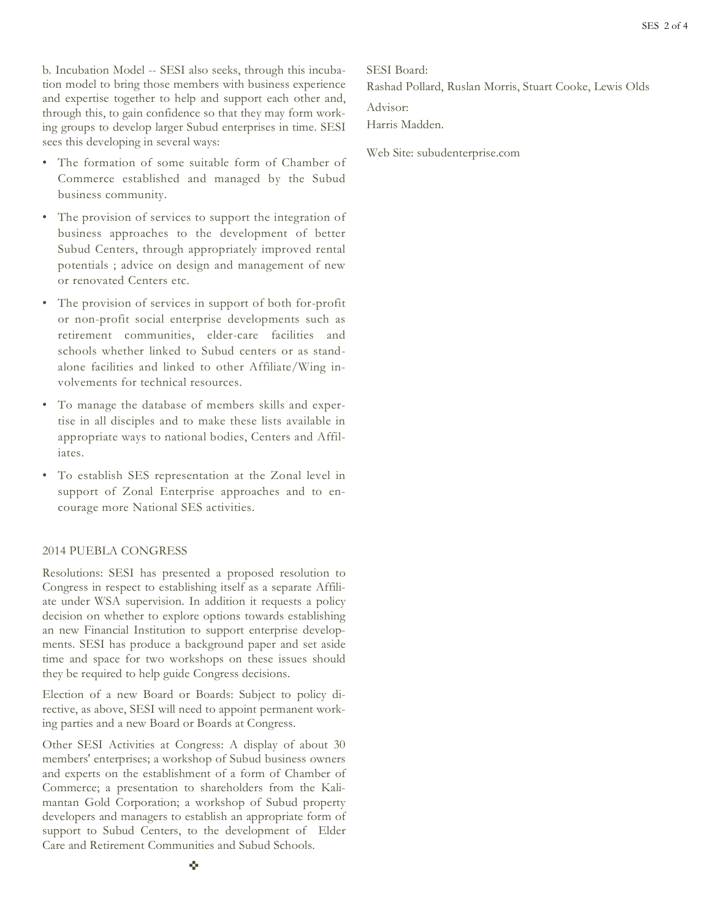b. Incubation Model -- SESI also seeks, through this incubation model to bring those members with business experience and expertise together to help and support each other and, through this, to gain confidence so that they may form working groups to develop larger Subud enterprises in time. SESI sees this developing in several ways:

- The formation of some suitable form of Chamber of Commerce established and managed by the Subud business community.
- The provision of services to support the integration of business approaches to the development of better Subud Centers, through appropriately improved rental potentials ; advice on design and management of new or renovated Centers etc.
- The provision of services in support of both for-profit or non-profit social enterprise developments such as retirement communities, elder-care facilities and schools whether linked to Subud centers or as stand-alone facilities and linked to other Affiliate/Wing involvements for technical resources.
- To manage the database of members skills and expertise in all disciples and to make these lists available in appropriate ways to national bodies, Centers and Affiliates.
- To establish SES representation at the Zonal level in support of Zonal Enterprise approaches and to encourage more National SES activities.

## 2014 PUEBLA CONGRESS

Resolutions: SESI has presented a proposed resolution to Congress in respect to establishing itself as a separate Affiliate under WSA supervision. In addition it requests a policy decision on whether to explore options towards establishing an new Financial Institution to support enterprise developments. SESI has produce a background paper and set aside time and space for two workshops on these issues should they be required to help guide Congress decisions.

Election of a new Board or Boards: Subject to policy directive, as above, SESI will need to appoint permanent working parties and a new Board or Boards at Congress.

Other SESI Activities at Congress: A display of about 30 members' enterprises; a workshop of Subud business owners and experts on the establishment of a form of Chamber of Commerce; a presentation to shareholders from the Kalimantan Gold Corporation; a workshop of Subud property developers and managers to establish an appropriate form of support to Subud Centers, to the development of Elder Care and Retirement Communities and Subud Schools.

SESI Board:
Rashad Pollard, Ruslan Morris, Stuart Cooke, Lewis Olds

Advisor:
Harris Madden.

Web Site: subudenterprise.com